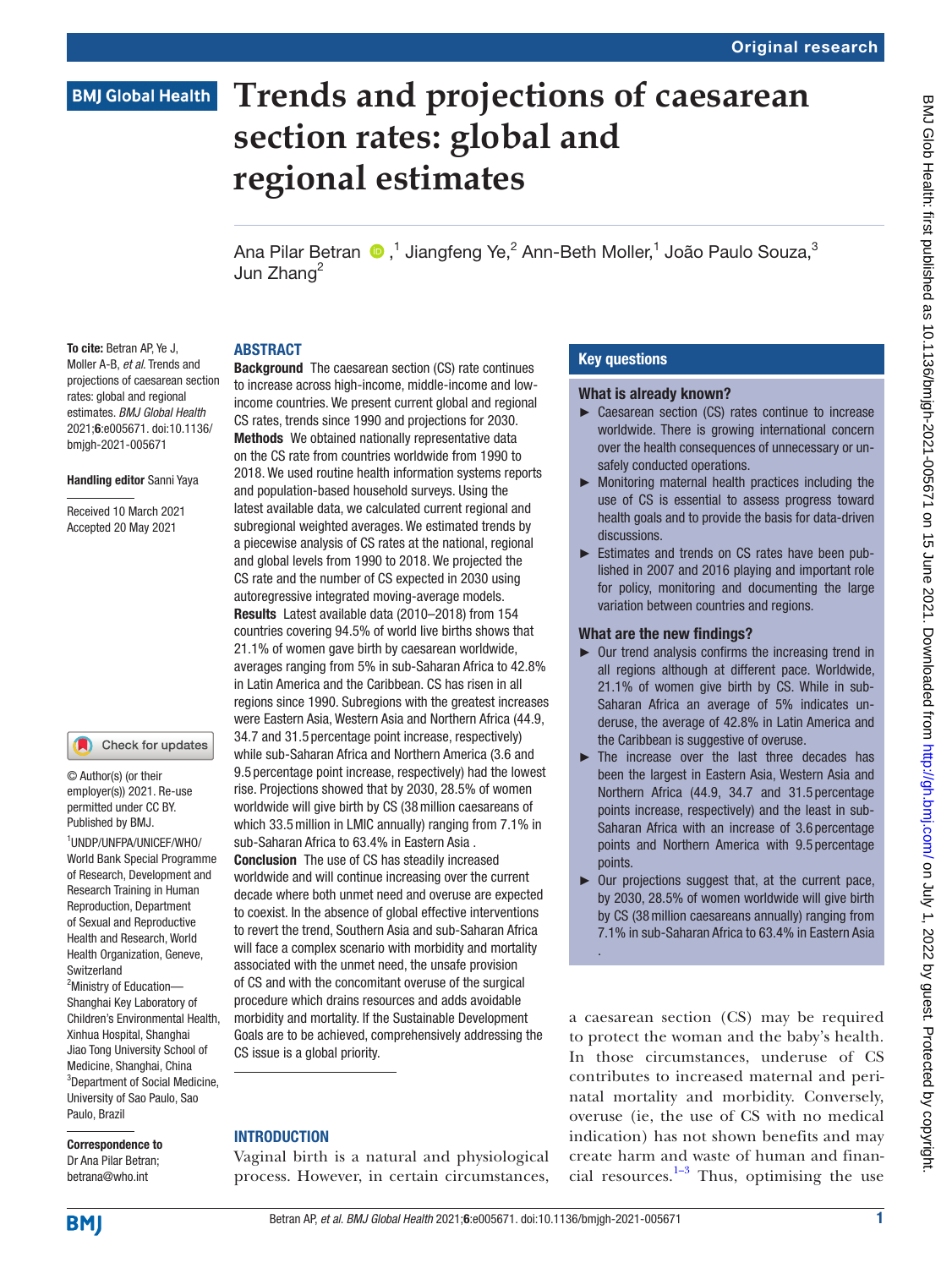# Trends and projections of caesarean section rates: global and regional estimates

Ana Pilar Betran [1], Jiangfeng Ye [2], Ann-Beth Moller [1], João Paulo Souza [3], Jun Zhang [2]

**To cite:** Betran AP, Ye J, Moller A-B, *et al*. Trends and projections of caesarean section rates: global and regional estimates. *BMJ Global Health* 2021;**6**:e005671. doi:10.1136/bmjgh-2021-005671

**Handling editor** Sanni Yaya

Received 10 March 2021
Accepted 20 May 2021

© Author(s) (or their employer(s)) 2021. Re-use permitted under CC BY. Published by BMJ.

[1] UNDP/UNFPA/UNICEF/WHO/World Bank Special Programme of Research, Development and Research Training in Human Reproduction, Department of Sexual and Reproductive Health and Research, World Health Organization, Geneva, Switzerland
[2] Ministry of Education—Shanghai Key Laboratory of Children's Environmental Health, Xinhua Hospital, Shanghai Jiao Tong University School of Medicine, Shanghai, China
[3] Department of Social Medicine, University of Sao Paulo, Sao Paulo, Brazil

**Correspondence to**
Dr Ana Pilar Betran; betrana@who.int

## ABSTRACT

**Background** The caesarean section (CS) rate continues to increase across high-income, middle-income and low-income countries. We present current global and regional CS rates, trends since 1990 and projections for 2030.

**Methods** We obtained nationally representative data on the CS rate from countries worldwide from 1990 to 2018. We used routine health information systems reports and population-based household surveys. Using the latest available data, we calculated current regional and subregional weighted averages. We estimated trends by a piecewise analysis of CS rates at the national, regional and global levels from 1990 to 2018. We projected the CS rate and the number of CS expected in 2030 using autoregressive integrated moving-average models.

**Results** Latest available data (2010–2018) from 154 countries covering 94.5% of world live births shows that 21.1% of women gave birth by caesarean worldwide, averages ranging from 5% in sub-Saharan Africa to 42.8% in Latin America and the Caribbean. CS has risen in all regions since 1990. Subregions with the greatest increases were Eastern Asia, Western Asia and Northern Africa (44.9, 34.7 and 31.5 percentage point increase, respectively) while sub-Saharan Africa and Northern America (3.6 and 9.5 percentage point increase, respectively) had the lowest rise. Projections showed that by 2030, 28.5% of women worldwide will give birth by CS (38 million caesareans of which 33.5 million in LMIC annually) ranging from 7.1% in sub-Saharan Africa to 63.4% in Eastern Asia .

**Conclusion** The use of CS has steadily increased worldwide and will continue increasing over the current decade where both unmet need and overuse are expected to coexist. In the absence of global effective interventions to revert the trend, Southern Asia and sub-Saharan Africa will face a complex scenario with morbidity and mortality associated with the unmet need, the unsafe provision of CS and with the concomitant overuse of the surgical procedure which drains resources and adds avoidable morbidity and mortality. If the Sustainable Development Goals are to be achieved, comprehensively addressing the CS issue is a global priority.

### Key questions

**What is already known?**

- Caesarean section (CS) rates continue to increase worldwide. There is growing international concern over the health consequences of unnecessary or unsafely conducted operations.
- Monitoring maternal health practices including the use of CS is essential to assess progress toward health goals and to provide the basis for data-driven discussions.
- Estimates and trends on CS rates have been published in 2007 and 2016 playing and important role for policy, monitoring and documenting the large variation between countries and regions.

**What are the new findings?**

- Our trend analysis confirms the increasing trend in all regions although at different pace. Worldwide, 21.1% of women give birth by CS. While in sub-Saharan Africa an average of 5% indicates underuse, the average of 42.8% in Latin America and the Caribbean is suggestive of overuse.
- The increase over the last three decades has been the largest in Eastern Asia, Western Asia and Northern Africa (44.9, 34.7 and 31.5 percentage points increase, respectively) and the least in sub-Saharan Africa with an increase of 3.6 percentage points and Northern America with 9.5 percentage points.
- Our projections suggest that, at the current pace, by 2030, 28.5% of women worldwide will give birth by CS (38 million caesareans annually) ranging from 7.1% in sub-Saharan Africa to 63.4% in Eastern Asia .

## INTRODUCTION

Vaginal birth is a natural and physiological process. However, in certain circumstances, a caesarean section (CS) may be required to protect the woman and the baby's health. In those circumstances, underuse of CS contributes to increased maternal and perinatal mortality and morbidity. Conversely, overuse (ie, the use of CS with no medical indication) has not shown benefits and may create harm and waste of human and financial resources.[1–3] Thus, optimising the use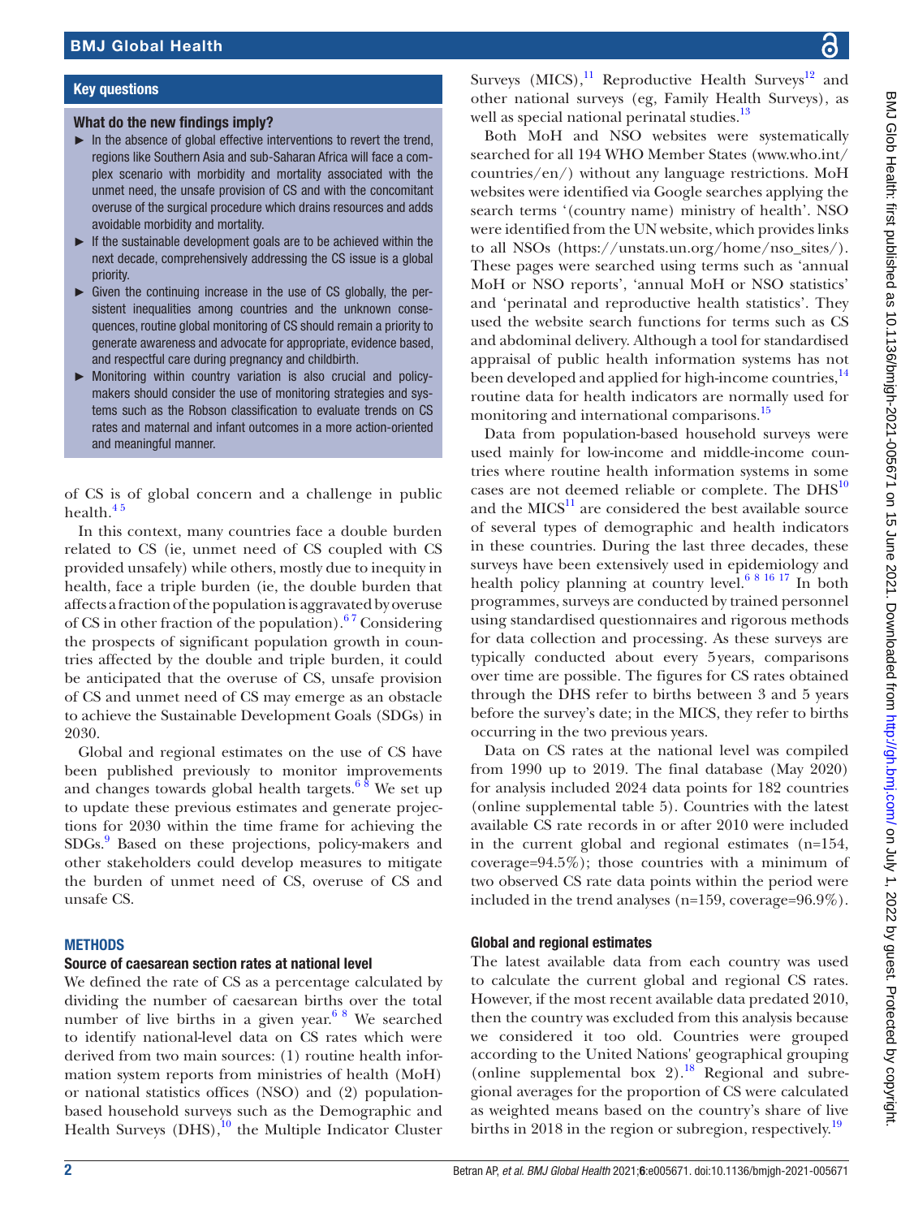## Key questions

### What do the new findings imply?

- In the absence of global effective interventions to revert the trend, regions like Southern Asia and sub-Saharan Africa will face a complex scenario with morbidity and mortality associated with the unmet need, the unsafe provision of CS and with the concomitant overuse of the surgical procedure which drains resources and adds avoidable morbidity and mortality.
- If the sustainable development goals are to be achieved within the next decade, comprehensively addressing the CS issue is a global priority.
- Given the continuing increase in the use of CS globally, the persistent inequalities among countries and the unknown consequences, routine global monitoring of CS should remain a priority to generate awareness and advocate for appropriate, evidence based, and respectful care during pregnancy and childbirth.
- Monitoring within country variation is also crucial and policymakers should consider the use of monitoring strategies and systems such as the Robson classification to evaluate trends on CS rates and maternal and infant outcomes in a more action-oriented and meaningful manner.

of CS is of global concern and a challenge in public health.[4 5]

In this context, many countries face a double burden related to CS (ie, unmet need of CS coupled with CS provided unsafely) while others, mostly due to inequity in health, face a triple burden (ie, the double burden that affects a fraction of the population is aggravated by overuse of CS in other fraction of the population).[6 7] Considering the prospects of significant population growth in countries affected by the double and triple burden, it could be anticipated that the overuse of CS, unsafe provision of CS and unmet need of CS may emerge as an obstacle to achieve the Sustainable Development Goals (SDGs) in 2030.

Global and regional estimates on the use of CS have been published previously to monitor improvements and changes towards global health targets.[6 8] We set up to update these previous estimates and generate projections for 2030 within the time frame for achieving the SDGs.[9] Based on these projections, policy-makers and other stakeholders could develop measures to mitigate the burden of unmet need of CS, overuse of CS and unsafe CS.

## METHODS

### Source of caesarean section rates at national level

We defined the rate of CS as a percentage calculated by dividing the number of caesarean births over the total number of live births in a given year.[6 8] We searched to identify national-level data on CS rates which were derived from two main sources: (1) routine health information system reports from ministries of health (MoH) or national statistics offices (NSO) and (2) population-based household surveys such as the Demographic and Health Surveys (DHS),[10] the Multiple Indicator Cluster Surveys (MICS),[11] Reproductive Health Surveys[12] and other national surveys (eg, Family Health Surveys), as well as special national perinatal studies.[13]

Both MoH and NSO websites were systematically searched for all 194 WHO Member States (www.who.int/countries/en/) without any language restrictions. MoH websites were identified via Google searches applying the search terms '(country name) ministry of health'. NSO were identified from the UN website, which provides links to all NSOs (https://unstats.un.org/home/nso_sites/). These pages were searched using terms such as 'annual MoH or NSO reports', 'annual MoH or NSO statistics' and 'perinatal and reproductive health statistics'. They used the website search functions for terms such as CS and abdominal delivery. Although a tool for standardised appraisal of public health information systems has not been developed and applied for high-income countries,[14] routine data for health indicators are normally used for monitoring and international comparisons.[15]

Data from population-based household surveys were used mainly for low-income and middle-income countries where routine health information systems in some cases are not deemed reliable or complete. The DHS[10] and the MICS[11] are considered the best available source of several types of demographic and health indicators in these countries. During the last three decades, these surveys have been extensively used in epidemiology and health policy planning at country level.[6 8 16 17] In both programmes, surveys are conducted by trained personnel using standardised questionnaires and rigorous methods for data collection and processing. As these surveys are typically conducted about every 5 years, comparisons over time are possible. The figures for CS rates obtained through the DHS refer to births between 3 and 5 years before the survey's date; in the MICS, they refer to births occurring in the two previous years.

Data on CS rates at the national level was compiled from 1990 up to 2019. The final database (May 2020) for analysis included 2024 data points for 182 countries (online supplemental table 5). Countries with the latest available CS rate records in or after 2010 were included in the current global and regional estimates (n=154, coverage=94.5%); those countries with a minimum of two observed CS rate data points within the period were included in the trend analyses (n=159, coverage=96.9%).

### Global and regional estimates

The latest available data from each country was used to calculate the current global and regional CS rates. However, if the most recent available data predated 2010, then the country was excluded from this analysis because we considered it too old. Countries were grouped according to the United Nations' geographical grouping (online supplemental box 2).[18] Regional and subregional averages for the proportion of CS were calculated as weighted means based on the country's share of live births in 2018 in the region or subregion, respectively.[19]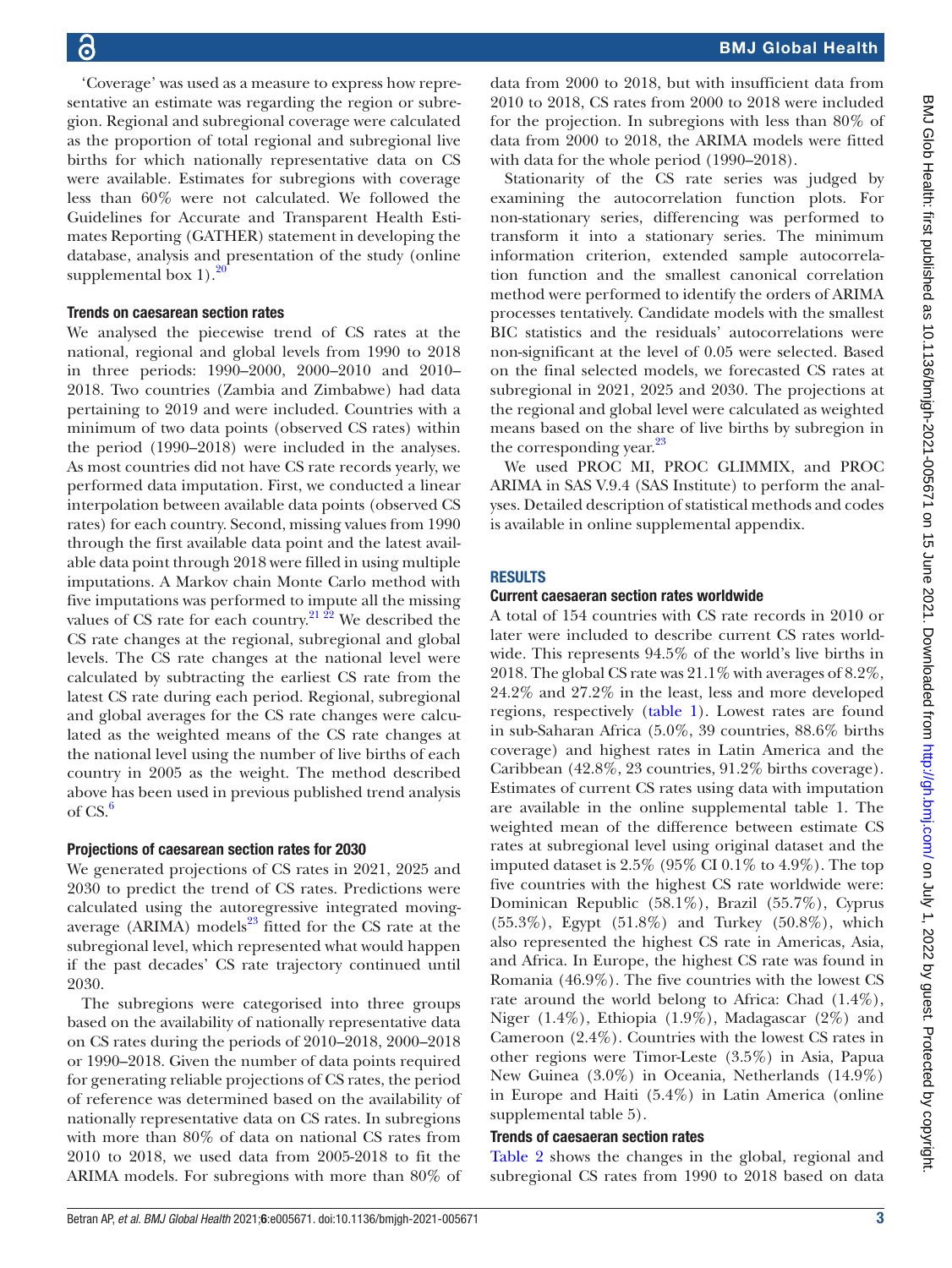'Coverage' was used as a measure to express how representative an estimate was regarding the region or subregion. Regional and subregional coverage were calculated as the proportion of total regional and subregional live births for which nationally representative data on CS were available. Estimates for subregions with coverage less than 60% were not calculated. We followed the Guidelines for Accurate and Transparent Health Estimates Reporting (GATHER) statement in developing the database, analysis and presentation of the study (online supplemental box 1).[20]

### Trends on caesarean section rates

We analysed the piecewise trend of CS rates at the national, regional and global levels from 1990 to 2018 in three periods: 1990–2000, 2000–2010 and 2010–2018. Two countries (Zambia and Zimbabwe) had data pertaining to 2019 and were included. Countries with a minimum of two data points (observed CS rates) within the period (1990–2018) were included in the analyses. As most countries did not have CS rate records yearly, we performed data imputation. First, we conducted a linear interpolation between available data points (observed CS rates) for each country. Second, missing values from 1990 through the first available data point and the latest available data point through 2018 were filled in using multiple imputations. A Markov chain Monte Carlo method with five imputations was performed to impute all the missing values of CS rate for each country.[21 22] We described the CS rate changes at the regional, subregional and global levels. The CS rate changes at the national level were calculated by subtracting the earliest CS rate from the latest CS rate during each period. Regional, subregional and global averages for the CS rate changes were calculated as the weighted means of the CS rate changes at the national level using the number of live births of each country in 2005 as the weight. The method described above has been used in previous published trend analysis of CS.[6]

### Projections of caesarean section rates for 2030

We generated projections of CS rates in 2021, 2025 and 2030 to predict the trend of CS rates. Predictions were calculated using the autoregressive integrated moving-average (ARIMA) models[23] fitted for the CS rate at the subregional level, which represented what would happen if the past decades' CS rate trajectory continued until 2030.

The subregions were categorised into three groups based on the availability of nationally representative data on CS rates during the periods of 2010–2018, 2000–2018 or 1990–2018. Given the number of data points required for generating reliable projections of CS rates, the period of reference was determined based on the availability of nationally representative data on CS rates. In subregions with more than 80% of data on national CS rates from 2010 to 2018, we used data from 2005-2018 to fit the ARIMA models. For subregions with more than 80% of data from 2000 to 2018, but with insufficient data from 2010 to 2018, CS rates from 2000 to 2018 were included for the projection. In subregions with less than 80% of data from 2000 to 2018, the ARIMA models were fitted with data for the whole period (1990–2018).

Stationarity of the CS rate series was judged by examining the autocorrelation function plots. For non-stationary series, differencing was performed to transform it into a stationary series. The minimum information criterion, extended sample autocorrelation function and the smallest canonical correlation method were performed to identify the orders of ARIMA processes tentatively. Candidate models with the smallest BIC statistics and the residuals' autocorrelations were non-significant at the level of 0.05 were selected. Based on the final selected models, we forecasted CS rates at subregional in 2021, 2025 and 2030. The projections at the regional and global level were calculated as weighted means based on the share of live births by subregion in the corresponding year.[23]

We used PROC MI, PROC GLIMMIX, and PROC ARIMA in SAS V.9.4 (SAS Institute) to perform the analyses. Detailed description of statistical methods and codes is available in online supplemental appendix.

## RESULTS

### Current caesarean section rates worldwide

A total of 154 countries with CS rate records in 2010 or later were included to describe current CS rates worldwide. This represents 94.5% of the world's live births in 2018. The global CS rate was 21.1% with averages of 8.2%, 24.2% and 27.2% in the least, less and more developed regions, respectively (table 1). Lowest rates are found in sub-Saharan Africa (5.0%, 39 countries, 88.6% births coverage) and highest rates in Latin America and the Caribbean (42.8%, 23 countries, 91.2% births coverage). Estimates of current CS rates using data with imputation are available in the online supplemental table 1. The weighted mean of the difference between estimate CS rates at subregional level using original dataset and the imputed dataset is 2.5% (95% CI 0.1% to 4.9%). The top five countries with the highest CS rate worldwide were: Dominican Republic (58.1%), Brazil (55.7%), Cyprus (55.3%), Egypt (51.8%) and Turkey (50.8%), which also represented the highest CS rate in Americas, Asia, and Africa. In Europe, the highest CS rate was found in Romania (46.9%). The five countries with the lowest CS rate around the world belong to Africa: Chad (1.4%), Niger (1.4%), Ethiopia (1.9%), Madagascar (2%) and Cameroon (2.4%). Countries with the lowest CS rates in other regions were Timor-Leste (3.5%) in Asia, Papua New Guinea (3.0%) in Oceania, Netherlands (14.9%) in Europe and Haiti (5.4%) in Latin America (online supplemental table 5).

### Trends of caesarean section rates

Table 2 shows the changes in the global, regional and subregional CS rates from 1990 to 2018 based on data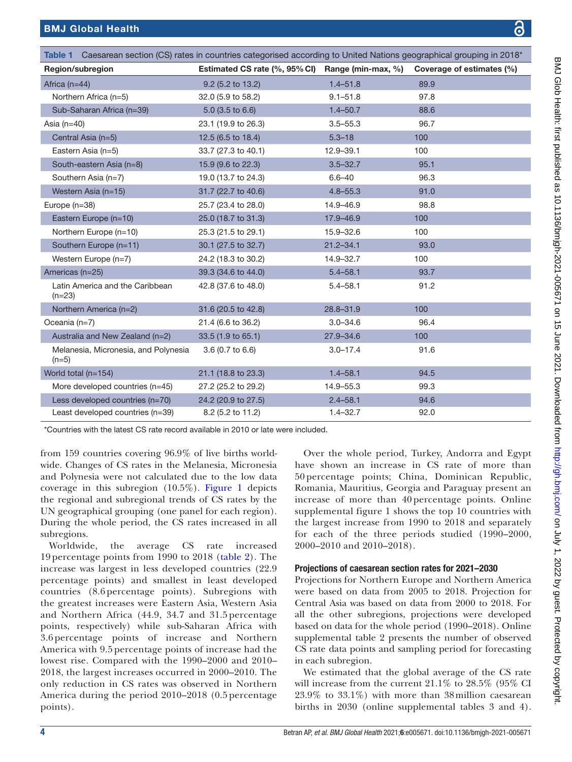**Table 1** Caesarean section (CS) rates in countries categorised according to United Nations geographical grouping in 2018*

| Region/subregion | Estimated CS rate (%, 95% CI) | Range (min-max, %) | Coverage of estimates (%) |
|---|---|---|---|
| Africa (n=44) | 9.2 (5.2 to 13.2) | 1.4–51.8 | 89.9 |
| Northern Africa (n=5) | 32.0 (5.9 to 58.2) | 9.1–51.8 | 97.8 |
| Sub-Saharan Africa (n=39) | 5.0 (3.5 to 6.6) | 1.4–50.7 | 88.6 |
| Asia (n=40) | 23.1 (19.9 to 26.3) | 3.5–55.3 | 96.7 |
| Central Asia (n=5) | 12.5 (6.5 to 18.4) | 5.3–18 | 100 |
| Eastern Asia (n=5) | 33.7 (27.3 to 40.1) | 12.9–39.1 | 100 |
| South-eastern Asia (n=8) | 15.9 (9.6 to 22.3) | 3.5–32.7 | 95.1 |
| Southern Asia (n=7) | 19.0 (13.7 to 24.3) | 6.6–40 | 96.3 |
| Western Asia (n=15) | 31.7 (22.7 to 40.6) | 4.8–55.3 | 91.0 |
| Europe (n=38) | 25.7 (23.4 to 28.0) | 14.9–46.9 | 98.8 |
| Eastern Europe (n=10) | 25.0 (18.7 to 31.3) | 17.9–46.9 | 100 |
| Northern Europe (n=10) | 25.3 (21.5 to 29.1) | 15.9–32.6 | 100 |
| Southern Europe (n=11) | 30.1 (27.5 to 32.7) | 21.2–34.1 | 93.0 |
| Western Europe (n=7) | 24.2 (18.3 to 30.2) | 14.9–32.7 | 100 |
| Americas (n=25) | 39.3 (34.6 to 44.0) | 5.4–58.1 | 93.7 |
| Latin America and the Caribbean (n=23) | 42.8 (37.6 to 48.0) | 5.4–58.1 | 91.2 |
| Northern America (n=2) | 31.6 (20.5 to 42.8) | 28.8–31.9 | 100 |
| Oceania (n=7) | 21.4 (6.6 to 36.2) | 3.0–34.6 | 96.4 |
| Australia and New Zealand (n=2) | 33.5 (1.9 to 65.1) | 27.9–34.6 | 100 |
| Melanesia, Micronesia, and Polynesia (n=5) | 3.6 (0.7 to 6.6) | 3.0–17.4 | 91.6 |
| World total (n=154) | 21.1 (18.8 to 23.3) | 1.4–58.1 | 94.5 |
| More developed countries (n=45) | 27.2 (25.2 to 29.2) | 14.9–55.3 | 99.3 |
| Less developed countries (n=70) | 24.2 (20.9 to 27.5) | 2.4–58.1 | 94.6 |
| Least developed countries (n=39) | 8.2 (5.2 to 11.2) | 1.4–32.7 | 92.0 |

*Countries with the latest CS rate record available in 2010 or late were included.

from 159 countries covering 96.9% of live births worldwide. Changes of CS rates in the Melanesia, Micronesia and Polynesia were not calculated due to the low data coverage in this subregion (10.5%). Figure 1 depicts the regional and subregional trends of CS rates by the UN geographical grouping (one panel for each region). During the whole period, the CS rates increased in all subregions.

Worldwide, the average CS rate increased 19 percentage points from 1990 to 2018 (table 2). The increase was largest in less developed countries (22.9 percentage points) and smallest in least developed countries (8.6 percentage points). Subregions with the greatest increases were Eastern Asia, Western Asia and Northern Africa (44.9, 34.7 and 31.5 percentage points, respectively) while sub-Saharan Africa with 3.6 percentage points of increase and Northern America with 9.5 percentage points of increase had the lowest rise. Compared with the 1990–2000 and 2010–2018, the largest increases occurred in 2000–2010. The only reduction in CS rates was observed in Northern America during the period 2010–2018 (0.5 percentage points).

Over the whole period, Turkey, Andorra and Egypt have shown an increase in CS rate of more than 50 percentage points; China, Dominican Republic, Romania, Mauritius, Georgia and Paraguay present an increase of more than 40 percentage points. Online supplemental figure 1 shows the top 10 countries with the largest increase from 1990 to 2018 and separately for each of the three periods studied (1990–2000, 2000–2010 and 2010–2018).

### Projections of caesarean section rates for 2021–2030

Projections for Northern Europe and Northern America were based on data from 2005 to 2018. Projection for Central Asia was based on data from 2000 to 2018. For all the other subregions, projections were developed based on data for the whole period (1990–2018). Online supplemental table 2 presents the number of observed CS rate data points and sampling period for forecasting in each subregion.

We estimated that the global average of the CS rate will increase from the current 21.1% to 28.5% (95% CI 23.9% to 33.1%) with more than 38 million caesarean births in 2030 (online supplemental tables 3 and 4).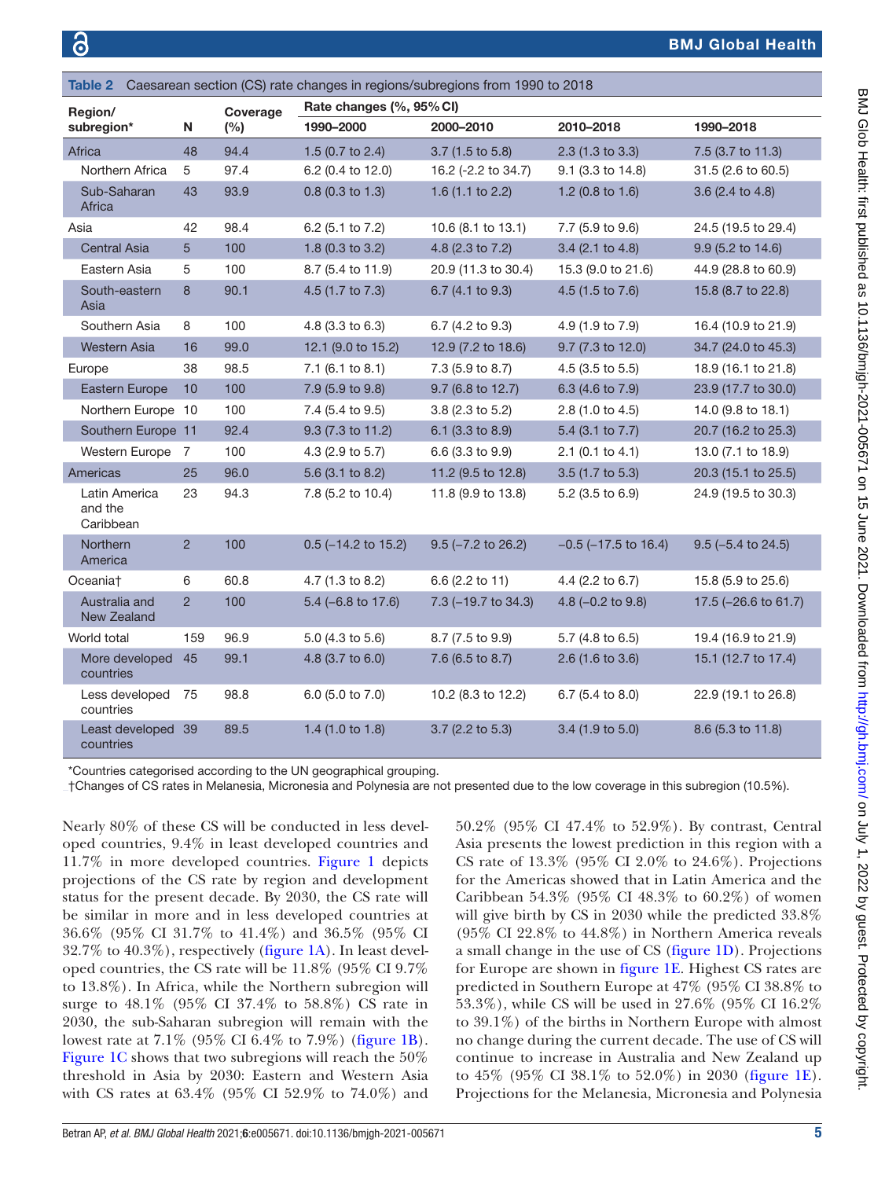Table 2 Caesarean section (CS) rate changes in regions/subregions from 1990 to 2018

| Region/ subregion* | N | Coverage (%) | Rate changes (%, 95% CI) | | | |
|---|---|---|---|---|---|---|
| | | | 1990–2000 | 2000–2010 | 2010–2018 | 1990–2018 |
| Africa | 48 | 94.4 | 1.5 (0.7 to 2.4) | 3.7 (1.5 to 5.8) | 2.3 (1.3 to 3.3) | 7.5 (3.7 to 11.3) |
| Northern Africa | 5 | 97.4 | 6.2 (0.4 to 12.0) | 16.2 (-2.2 to 34.7) | 9.1 (3.3 to 14.8) | 31.5 (2.6 to 60.5) |
| Sub-Saharan Africa | 43 | 93.9 | 0.8 (0.3 to 1.3) | 1.6 (1.1 to 2.2) | 1.2 (0.8 to 1.6) | 3.6 (2.4 to 4.8) |
| Asia | 42 | 98.4 | 6.2 (5.1 to 7.2) | 10.6 (8.1 to 13.1) | 7.7 (5.9 to 9.6) | 24.5 (19.5 to 29.4) |
| Central Asia | 5 | 100 | 1.8 (0.3 to 3.2) | 4.8 (2.3 to 7.2) | 3.4 (2.1 to 4.8) | 9.9 (5.2 to 14.6) |
| Eastern Asia | 5 | 100 | 8.7 (5.4 to 11.9) | 20.9 (11.3 to 30.4) | 15.3 (9.0 to 21.6) | 44.9 (28.8 to 60.9) |
| South-eastern Asia | 8 | 90.1 | 4.5 (1.7 to 7.3) | 6.7 (4.1 to 9.3) | 4.5 (1.5 to 7.6) | 15.8 (8.7 to 22.8) |
| Southern Asia | 8 | 100 | 4.8 (3.3 to 6.3) | 6.7 (4.2 to 9.3) | 4.9 (1.9 to 7.9) | 16.4 (10.9 to 21.9) |
| Western Asia | 16 | 99.0 | 12.1 (9.0 to 15.2) | 12.9 (7.2 to 18.6) | 9.7 (7.3 to 12.0) | 34.7 (24.0 to 45.3) |
| Europe | 38 | 98.5 | 7.1 (6.1 to 8.1) | 7.3 (5.9 to 8.7) | 4.5 (3.5 to 5.5) | 18.9 (16.1 to 21.8) |
| Eastern Europe | 10 | 100 | 7.9 (5.9 to 9.8) | 9.7 (6.8 to 12.7) | 6.3 (4.6 to 7.9) | 23.9 (17.7 to 30.0) |
| Northern Europe | 10 | 100 | 7.4 (5.4 to 9.5) | 3.8 (2.3 to 5.2) | 2.8 (1.0 to 4.5) | 14.0 (9.8 to 18.1) |
| Southern Europe | 11 | 92.4 | 9.3 (7.3 to 11.2) | 6.1 (3.3 to 8.9) | 5.4 (3.1 to 7.7) | 20.7 (16.2 to 25.3) |
| Western Europe | 7 | 100 | 4.3 (2.9 to 5.7) | 6.6 (3.3 to 9.9) | 2.1 (0.1 to 4.1) | 13.0 (7.1 to 18.9) |
| Americas | 25 | 96.0 | 5.6 (3.1 to 8.2) | 11.2 (9.5 to 12.8) | 3.5 (1.7 to 5.3) | 20.3 (15.1 to 25.5) |
| Latin America and the Caribbean | 23 | 94.3 | 7.8 (5.2 to 10.4) | 11.8 (9.9 to 13.8) | 5.2 (3.5 to 6.9) | 24.9 (19.5 to 30.3) |
| Northern America | 2 | 100 | 0.5 (−14.2 to 15.2) | 9.5 (−7.2 to 26.2) | −0.5 (−17.5 to 16.4) | 9.5 (−5.4 to 24.5) |
| Oceania† | 6 | 60.8 | 4.7 (1.3 to 8.2) | 6.6 (2.2 to 11) | 4.4 (2.2 to 6.7) | 15.8 (5.9 to 25.6) |
| Australia and New Zealand | 2 | 100 | 5.4 (−6.8 to 17.6) | 7.3 (−19.7 to 34.3) | 4.8 (−0.2 to 9.8) | 17.5 (−26.6 to 61.7) |
| World total | 159 | 96.9 | 5.0 (4.3 to 5.6) | 8.7 (7.5 to 9.9) | 5.7 (4.8 to 6.5) | 19.4 (16.9 to 21.9) |
| More developed countries | 45 | 99.1 | 4.8 (3.7 to 6.0) | 7.6 (6.5 to 8.7) | 2.6 (1.6 to 3.6) | 15.1 (12.7 to 17.4) |
| Less developed countries | 75 | 98.8 | 6.0 (5.0 to 7.0) | 10.2 (8.3 to 12.2) | 6.7 (5.4 to 8.0) | 22.9 (19.1 to 26.8) |
| Least developed countries | 39 | 89.5 | 1.4 (1.0 to 1.8) | 3.7 (2.2 to 5.3) | 3.4 (1.9 to 5.0) | 8.6 (5.3 to 11.8) |

*Countries categorised according to the UN geographical grouping.

†Changes of CS rates in Melanesia, Micronesia and Polynesia are not presented due to the low coverage in this subregion (10.5%).

Nearly 80% of these CS will be conducted in less developed countries, 9.4% in least developed countries and 11.7% in more developed countries. Figure 1 depicts projections of the CS rate by region and development status for the present decade. By 2030, the CS rate will be similar in more and in less developed countries at 36.6% (95% CI 31.7% to 41.4%) and 36.5% (95% CI 32.7% to 40.3%), respectively (figure 1A). In least developed countries, the CS rate will be 11.8% (95% CI 9.7% to 13.8%). In Africa, while the Northern subregion will surge to 48.1% (95% CI 37.4% to 58.8%) CS rate in 2030, the sub-Saharan subregion will remain with the lowest rate at 7.1% (95% CI 6.4% to 7.9%) (figure 1B). Figure 1C shows that two subregions will reach the 50% threshold in Asia by 2030: Eastern and Western Asia with CS rates at 63.4% (95% CI 52.9% to 74.0%) and 50.2% (95% CI 47.4% to 52.9%). By contrast, Central Asia presents the lowest prediction in this region with a CS rate of 13.3% (95% CI 2.0% to 24.6%). Projections for the Americas showed that in Latin America and the Caribbean 54.3% (95% CI 48.3% to 60.2%) of women will give birth by CS in 2030 while the predicted 33.8% (95% CI 22.8% to 44.8%) in Northern America reveals a small change in the use of CS (figure 1D). Projections for Europe are shown in figure 1E. Highest CS rates are predicted in Southern Europe at 47% (95% CI 38.8% to 53.3%), while CS will be used in 27.6% (95% CI 16.2% to 39.1%) of the births in Northern Europe with almost no change during the current decade. The use of CS will continue to increase in Australia and New Zealand up to 45% (95% CI 38.1% to 52.0%) in 2030 (figure 1E). Projections for the Melanesia, Micronesia and Polynesia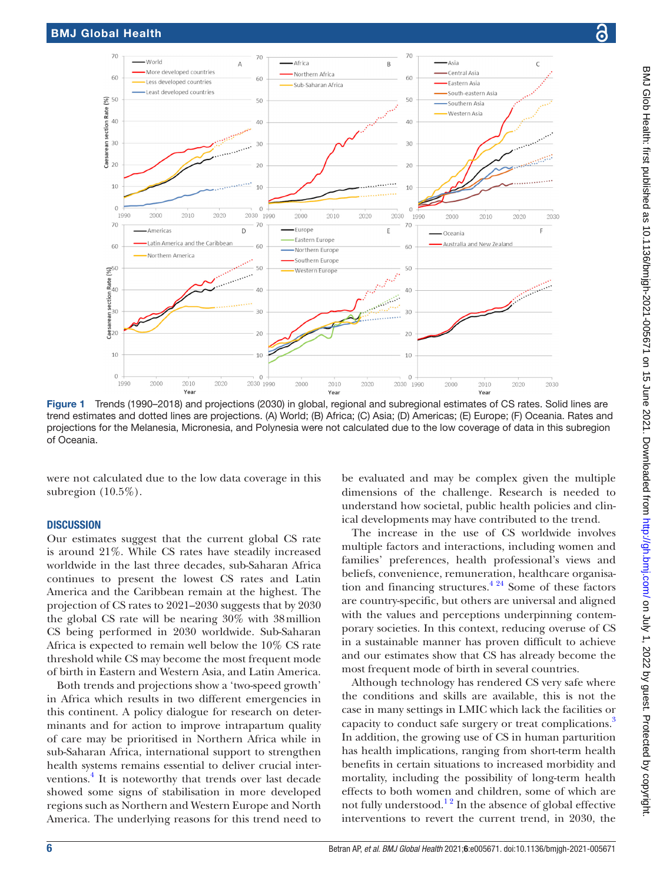Figure 1 Trends (1990–2018) and projections (2030) in global, regional and subregional estimates of CS rates. Solid lines are trend estimates and dotted lines are projections. (A) World; (B) Africa; (C) Asia; (D) Americas; (E) Europe; (F) Oceania. Rates and projections for the Melanesia, Micronesia, and Polynesia were not calculated due to the low coverage of data in this subregion of Oceania.

were not calculated due to the low data coverage in this subregion (10.5%).

## DISCUSSION

Our estimates suggest that the current global CS rate is around 21%. While CS rates have steadily increased worldwide in the last three decades, sub-Saharan Africa continues to present the lowest CS rates and Latin America and the Caribbean remain at the highest. The projection of CS rates to 2021–2030 suggests that by 2030 the global CS rate will be nearing 30% with 38 million CS being performed in 2030 worldwide. Sub-Saharan Africa is expected to remain well below the 10% CS rate threshold while CS may become the most frequent mode of birth in Eastern and Western Asia, and Latin America.

Both trends and projections show a 'two-speed growth' in Africa which results in two different emergencies in this continent. A policy dialogue for research on determinants and for action to improve intrapartum quality of care may be prioritised in Northern Africa while in sub-Saharan Africa, international support to strengthen health systems remains essential to deliver crucial interventions.[4] It is noteworthy that trends over last decade showed some signs of stabilisation in more developed regions such as Northern and Western Europe and North America. The underlying reasons for this trend need to be evaluated and may be complex given the multiple dimensions of the challenge. Research is needed to understand how societal, public health policies and clinical developments may have contributed to the trend.

The increase in the use of CS worldwide involves multiple factors and interactions, including women and families' preferences, health professional's views and beliefs, convenience, remuneration, healthcare organisation and financing structures.[4 24] Some of these factors are country-specific, but others are universal and aligned with the values and perceptions underpinning contemporary societies. In this context, reducing overuse of CS in a sustainable manner has proven difficult to achieve and our estimates show that CS has already become the most frequent mode of birth in several countries.

Although technology has rendered CS very safe where the conditions and skills are available, this is not the case in many settings in LMIC which lack the facilities or capacity to conduct safe surgery or treat complications.[3] In addition, the growing use of CS in human parturition has health implications, ranging from short-term health benefits in certain situations to increased morbidity and mortality, including the possibility of long-term health effects to both women and children, some of which are not fully understood.[1 2] In the absence of global effective interventions to revert the current trend, in 2030, the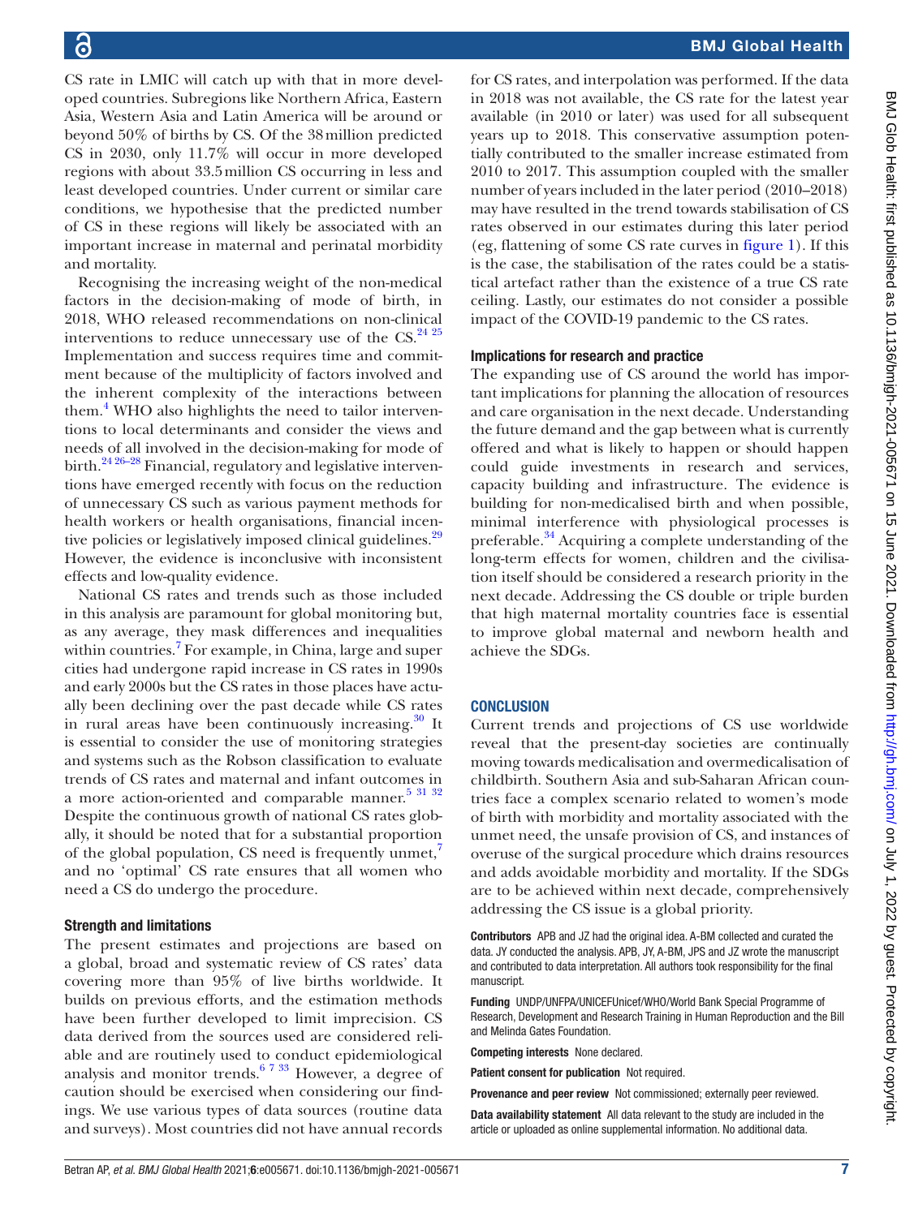CS rate in LMIC will catch up with that in more developed countries. Subregions like Northern Africa, Eastern Asia, Western Asia and Latin America will be around or beyond 50% of births by CS. Of the 38 million predicted CS in 2030, only 11.7% will occur in more developed regions with about 33.5 million CS occurring in less and least developed countries. Under current or similar care conditions, we hypothesise that the predicted number of CS in these regions will likely be associated with an important increase in maternal and perinatal morbidity and mortality.

Recognising the increasing weight of the non-medical factors in the decision-making of mode of birth, in 2018, WHO released recommendations on non-clinical interventions to reduce unnecessary use of the CS.[24 25] Implementation and success requires time and commitment because of the multiplicity of factors involved and the inherent complexity of the interactions between them.[4] WHO also highlights the need to tailor interventions to local determinants and consider the views and needs of all involved in the decision-making for mode of birth.[24 26–28] Financial, regulatory and legislative interventions have emerged recently with focus on the reduction of unnecessary CS such as various payment methods for health workers or health organisations, financial incentive policies or legislatively imposed clinical guidelines.[29] However, the evidence is inconclusive with inconsistent effects and low-quality evidence.

National CS rates and trends such as those included in this analysis are paramount for global monitoring but, as any average, they mask differences and inequalities within countries.[7] For example, in China, large and super cities had undergone rapid increase in CS rates in 1990s and early 2000s but the CS rates in those places have actually been declining over the past decade while CS rates in rural areas have been continuously increasing.[30] It is essential to consider the use of monitoring strategies and systems such as the Robson classification to evaluate trends of CS rates and maternal and infant outcomes in a more action-oriented and comparable manner.[5 31 32] Despite the continuous growth of national CS rates globally, it should be noted that for a substantial proportion of the global population, CS need is frequently unmet,[7] and no 'optimal' CS rate ensures that all women who need a CS do undergo the procedure.

### Strength and limitations

The present estimates and projections are based on a global, broad and systematic review of CS rates' data covering more than 95% of live births worldwide. It builds on previous efforts, and the estimation methods have been further developed to limit imprecision. CS data derived from the sources used are considered reliable and are routinely used to conduct epidemiological analysis and monitor trends.[6 7 33] However, a degree of caution should be exercised when considering our findings. We use various types of data sources (routine data and surveys). Most countries did not have annual records for CS rates, and interpolation was performed. If the data in 2018 was not available, the CS rate for the latest year available (in 2010 or later) was used for all subsequent years up to 2018. This conservative assumption potentially contributed to the smaller increase estimated from 2010 to 2017. This assumption coupled with the smaller number of years included in the later period (2010–2018) may have resulted in the trend towards stabilisation of CS rates observed in our estimates during this later period (eg, flattening of some CS rate curves in figure 1). If this is the case, the stabilisation of the rates could be a statistical artefact rather than the existence of a true CS rate ceiling. Lastly, our estimates do not consider a possible impact of the COVID-19 pandemic to the CS rates.

### Implications for research and practice

The expanding use of CS around the world has important implications for planning the allocation of resources and care organisation in the next decade. Understanding the future demand and the gap between what is currently offered and what is likely to happen or should happen could guide investments in research and services, capacity building and infrastructure. The evidence is building for non-medicalised birth and when possible, minimal interference with physiological processes is preferable.[34] Acquiring a complete understanding of the long-term effects for women, children and the civilisation itself should be considered a research priority in the next decade. Addressing the CS double or triple burden that high maternal mortality countries face is essential to improve global maternal and newborn health and achieve the SDGs.

## CONCLUSION

Current trends and projections of CS use worldwide reveal that the present-day societies are continually moving towards medicalisation and overmedicalisation of childbirth. Southern Asia and sub-Saharan African countries face a complex scenario related to women's mode of birth with morbidity and mortality associated with the unmet need, the unsafe provision of CS, and instances of overuse of the surgical procedure which drains resources and adds avoidable morbidity and mortality. If the SDGs are to be achieved within next decade, comprehensively addressing the CS issue is a global priority.

**Contributors** APB and JZ had the original idea. A-BM collected and curated the data. JY conducted the analysis. APB, JY, A-BM, JPS and JZ wrote the manuscript and contributed to data interpretation. All authors took responsibility for the final manuscript.

**Funding** UNDP/UNFPA/UNICEFUnicef/WHO/World Bank Special Programme of Research, Development and Research Training in Human Reproduction and the Bill and Melinda Gates Foundation.

**Competing interests** None declared.

**Patient consent for publication** Not required.

**Provenance and peer review** Not commissioned; externally peer reviewed.

**Data availability statement** All data relevant to the study are included in the article or uploaded as online supplemental information. No additional data.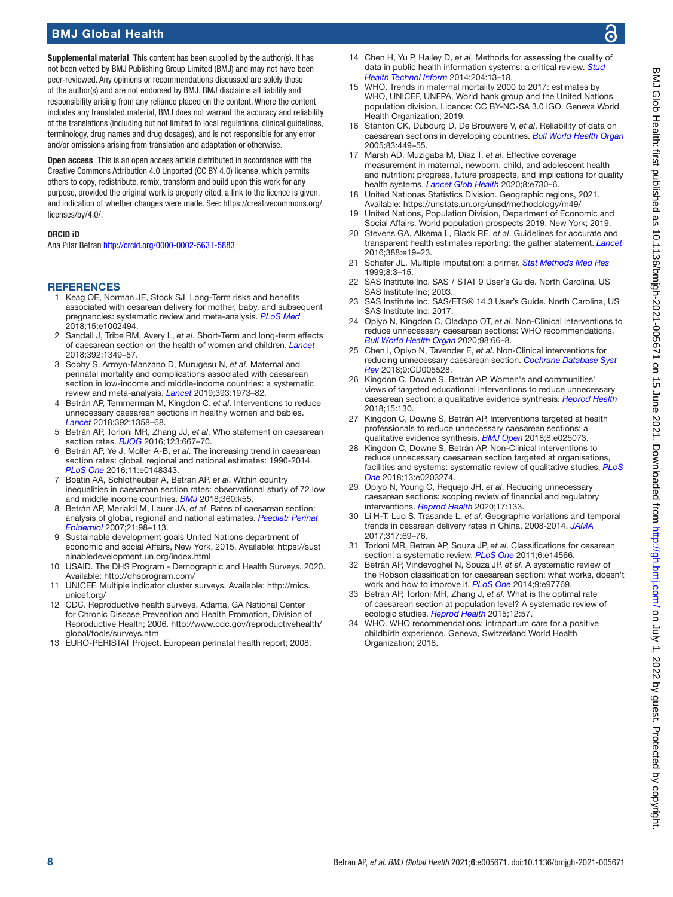**Supplemental material** This content has been supplied by the author(s). It has not been vetted by BMJ Publishing Group Limited (BMJ) and may not have been peer-reviewed. Any opinions or recommendations discussed are solely those of the author(s) and are not endorsed by BMJ. BMJ disclaims all liability and responsibility arising from any reliance placed on the content. Where the content includes any translated material, BMJ does not warrant the accuracy and reliability of the translations (including but not limited to local regulations, clinical guidelines, terminology, drug names and drug dosages), and is not responsible for any error and/or omissions arising from translation and adaptation or otherwise.

**Open access** This is an open access article distributed in accordance with the Creative Commons Attribution 4.0 Unported (CC BY 4.0) license, which permits others to copy, redistribute, remix, transform and build upon this work for any purpose, provided the original work is properly cited, a link to the licence is given, and indication of whether changes were made. See: https://creativecommons.org/licenses/by/4.0/.

**ORCID iD**

Ana Pilar Betran http://orcid.org/0000-0002-5631-5883

## REFERENCES

1. Keag OE, Norman JE, Stock SJ. Long-Term risks and benefits associated with cesarean delivery for mother, baby, and subsequent pregnancies: systematic review and meta-analysis. *PLoS Med* 2018;15:e1002494.
2. Sandall J, Tribe RM, Avery L, *et al*. Short-Term and long-term effects of caesarean section on the health of women and children. *Lancet* 2018;392:1349–57.
3. Sobhy S, Arroyo-Manzano D, Murugesu N, *et al*. Maternal and perinatal mortality and complications associated with caesarean section in low-income and middle-income countries: a systematic review and meta-analysis. *Lancet* 2019;393:1973–82.
4. Betrán AP, Temmerman M, Kingdon C, *et al*. Interventions to reduce unnecessary caesarean sections in healthy women and babies. *Lancet* 2018;392:1358–68.
5. Betrán AP, Torloni MR, Zhang JJ, *et al*. Who statement on caesarean section rates. *BJOG* 2016;123:667–70.
6. Betrán AP, Ye J, Moller A-B, *et al*. The increasing trend in caesarean section rates: global, regional and national estimates: 1990-2014. *PLoS One* 2016;11:e0148343.
7. Boatin AA, Schlotheuber A, Betran AP, *et al*. Within country inequalities in caesarean section rates: observational study of 72 low and middle income countries. *BMJ* 2018;360:k55.
8. Betrán AP, Merialdi M, Lauer JA, *et al*. Rates of caesarean section: analysis of global, regional and national estimates. *Paediatr Perinat Epidemiol* 2007;21:98–113.
9. Sustainable development goals United Nations department of economic and social Affairs, New York, 2015. Available: https://sustainabledevelopment.un.org/index.html
10. USAID. The DHS Program - Demographic and Health Surveys, 2020. Available: http://dhsprogram.com/
11. UNICEF. Multiple indicator cluster surveys. Available: http://mics.unicef.org/
12. CDC. Reproductive health surveys. Atlanta, GA National Center for Chronic Disease Prevention and Health Promotion, Division of Reproductive Health; 2006. http://www.cdc.gov/reproductivehealth/global/tools/surveys.htm
13. EURO-PERISTAT Project. European perinatal health report; 2008.
14. Chen H, Yu P, Hailey D, *et al*. Methods for assessing the quality of data in public health information systems: a critical review. *Stud Health Technol Inform* 2014;204:13–18.
15. WHO. Trends in maternal mortality 2000 to 2017: estimates by WHO, UNICEF, UNFPA, World bank group and the United Nations population division. Licence: CC BY-NC-SA 3.0 IGO. Geneva World Health Organization; 2019.
16. Stanton CK, Dubourg D, De Brouwere V, *et al*. Reliability of data on caesarean sections in developing countries. *Bull World Health Organ* 2005;83:449–55.
17. Marsh AD, Muzigaba M, Diaz T, *et al*. Effective coverage measurement in maternal, newborn, child, and adolescent health and nutrition: progress, future prospects, and implications for quality health systems. *Lancet Glob Health* 2020;8:e730–6.
18. United Nationas Statistics Division. Geographic regions, 2021. Available: https://unstats.un.org/unsd/methodology/m49/
19. United Nations, Population Division, Department of Economic and Social Affairs. World population prospects 2019. New York; 2019.
20. Stevens GA, Alkema L, Black RE, *et al*. Guidelines for accurate and transparent health estimates reporting: the gather statement. *Lancet* 2016;388:e19–23.
21. Schafer JL. Multiple imputation: a primer. *Stat Methods Med Res* 1999;8:3–15.
22. SAS Institute Inc. SAS / STAT 9 User's Guide. North Carolina, US SAS Institute Inc; 2003.
23. SAS Institute Inc. SAS/ETS® 14.3 User's Guide. North Carolina, US SAS Institute Inc; 2017.
24. Opiyo N, Kingdon C, Oladapo OT, *et al*. Non-Clinical interventions to reduce unnecessary caesarean sections: WHO recommendations. *Bull World Health Organ* 2020;98:66–8.
25. Chen I, Opiyo N, Tavender E, *et al*. Non-Clinical interventions for reducing unnecessary caesarean section. *Cochrane Database Syst Rev* 2018;9:CD005528.
26. Kingdon C, Downe S, Betrán AP. Women's and communities' views of targeted educational interventions to reduce unnecessary caesarean section: a qualitative evidence synthesis. *Reprod Health* 2018;15:130.
27. Kingdon C, Downe S, Betrán AP. Interventions targeted at health professionals to reduce unnecessary caesarean sections: a qualitative evidence synthesis. *BMJ Open* 2018;8:e025073.
28. Kingdon C, Downe S, Betrán AP. Non-Clinical interventions to reduce unnecessary caesarean section targeted at organisations, facilities and systems: systematic review of qualitative studies. *PLoS One* 2018;13:e0203274.
29. Opiyo N, Young C, Requejo JH, *et al*. Reducing unnecessary caesarean sections: scoping review of financial and regulatory interventions. *Reprod Health* 2020;17:133.
30. Li H-T, Luo S, Trasande L, *et al*. Geographic variations and temporal trends in cesarean delivery rates in China, 2008-2014. *JAMA* 2017;317:69–76.
31. Torloni MR, Betran AP, Souza JP, *et al*. Classifications for cesarean section: a systematic review. *PLoS One* 2011;6:e14566.
32. Betrán AP, Vindevoghel N, Souza JP, *et al*. A systematic review of the Robson classification for caesarean section: what works, doesn't work and how to improve it. *PLoS One* 2014;9:e97769.
33. Betran AP, Torloni MR, Zhang J, *et al*. What is the optimal rate of caesarean section at population level? A systematic review of ecologic studies. *Reprod Health* 2015;12:57.
34. WHO. WHO recommendations: intrapartum care for a positive childbirth experience. Geneva, Switzerland World Health Organization; 2018.